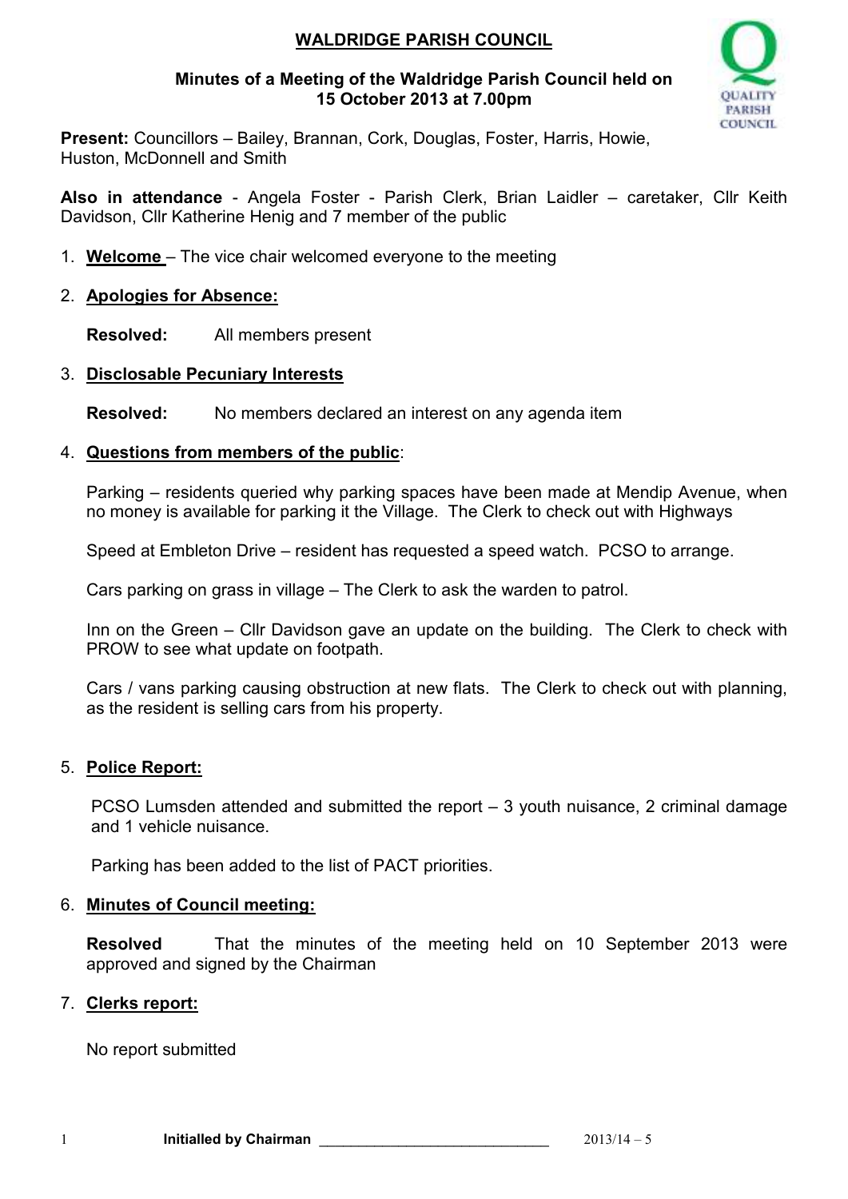# WALDRIDGE PARISH COUNCIL

**Minutes of a Meeting of the Waldridge Parish Council held on 15 October 2013 at 7.00pm**

**Present:** Councillors – Bailey, Brannan, Cork, Douglas, Foster, Harris, Howie, Huston, McDonnell and Smith

**Also in attendance** - Angela Foster - Parish Clerk, Brian Laidler – caretaker, Cllr Keith Davidson, Cllr Katherine Henig and 7 member of the public

1. **Welcome** – The vice chair welcomed everyone to the meeting

2. **Apologies for Absence:**

   **Resolved:** All members present

3. **Disclosable Pecuniary Interests**

   **Resolved:** No members declared an interest on any agenda item

4. **Questions from members of the public**:

   Parking – residents queried why parking spaces have been made at Mendip Avenue, when no money is available for parking it the Village. The Clerk to check out with Highways

   Speed at Embleton Drive – resident has requested a speed watch. PCSO to arrange.

   Cars parking on grass in village – The Clerk to ask the warden to patrol.

   Inn on the Green – Cllr Davidson gave an update on the building. The Clerk to check with PROW to see what update on footpath.

   Cars / vans parking causing obstruction at new flats. The Clerk to check out with planning, as the resident is selling cars from his property.

5. **Police Report:**

   PCSO Lumsden attended and submitted the report – 3 youth nuisance, 2 criminal damage and 1 vehicle nuisance.

   Parking has been added to the list of PACT priorities.

6. **Minutes of Council meeting:**

   **Resolved** That the minutes of the meeting held on 10 September 2013 were approved and signed by the Chairman

7. **Clerks report:**

   No report submitted

**Initialled by Chairman** ____________________________ 2013/14 – 5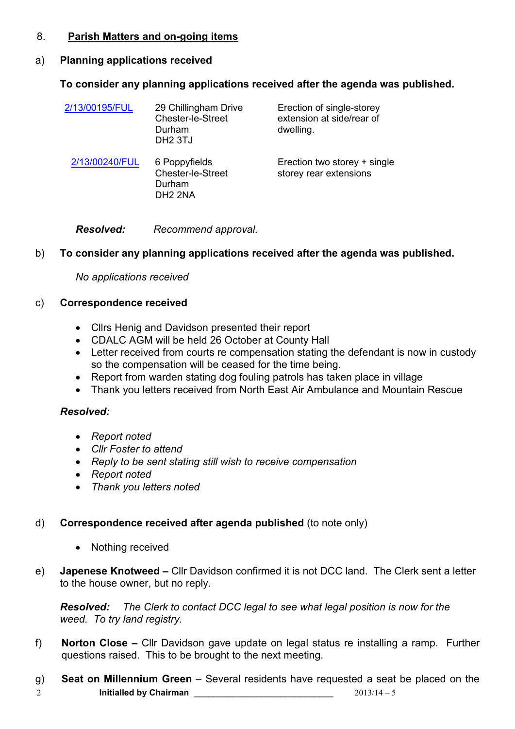8. **Parish Matters and on-going items**

a) **Planning applications received**

**To consider any planning applications received after the agenda was published.**

| | | |
|---|---|---|
| 2/13/00195/FUL | 29 Chillingham Drive<br>Chester-le-Street<br>Durham<br>DH2 3TJ | Erection of single-storey extension at side/rear of dwelling. |
| 2/13/00240/FUL | 6 Poppyfields<br>Chester-le-Street<br>Durham<br>DH2 2NA | Erection two storey + single storey rear extensions |

***Resolved:*** *Recommend approval.*

b) **To consider any planning applications received after the agenda was published.**

*No applications received*

c) **Correspondence received**

- Cllrs Henig and Davidson presented their report
- CDALC AGM will be held 26 October at County Hall
- Letter received from courts re compensation stating the defendant is now in custody so the compensation will be ceased for the time being.
- Report from warden stating dog fouling patrols has taken place in village
- Thank you letters received from North East Air Ambulance and Mountain Rescue

***Resolved:***

- *Report noted*
- *Cllr Foster to attend*
- *Reply to be sent stating still wish to receive compensation*
- *Report noted*
- *Thank you letters noted*

d) **Correspondence received after agenda published** (to note only)

- Nothing received

e) **Japenese Knotweed –** Cllr Davidson confirmed it is not DCC land. The Clerk sent a letter to the house owner, but no reply.

***Resolved:*** *The Clerk to contact DCC legal to see what legal position is now for the weed. To try land registry.*

f) **Norton Close –** Cllr Davidson gave update on legal status re installing a ramp. Further questions raised. This to be brought to the next meeting.

g) **Seat on Millennium Green** – Several residents have requested a seat be placed on the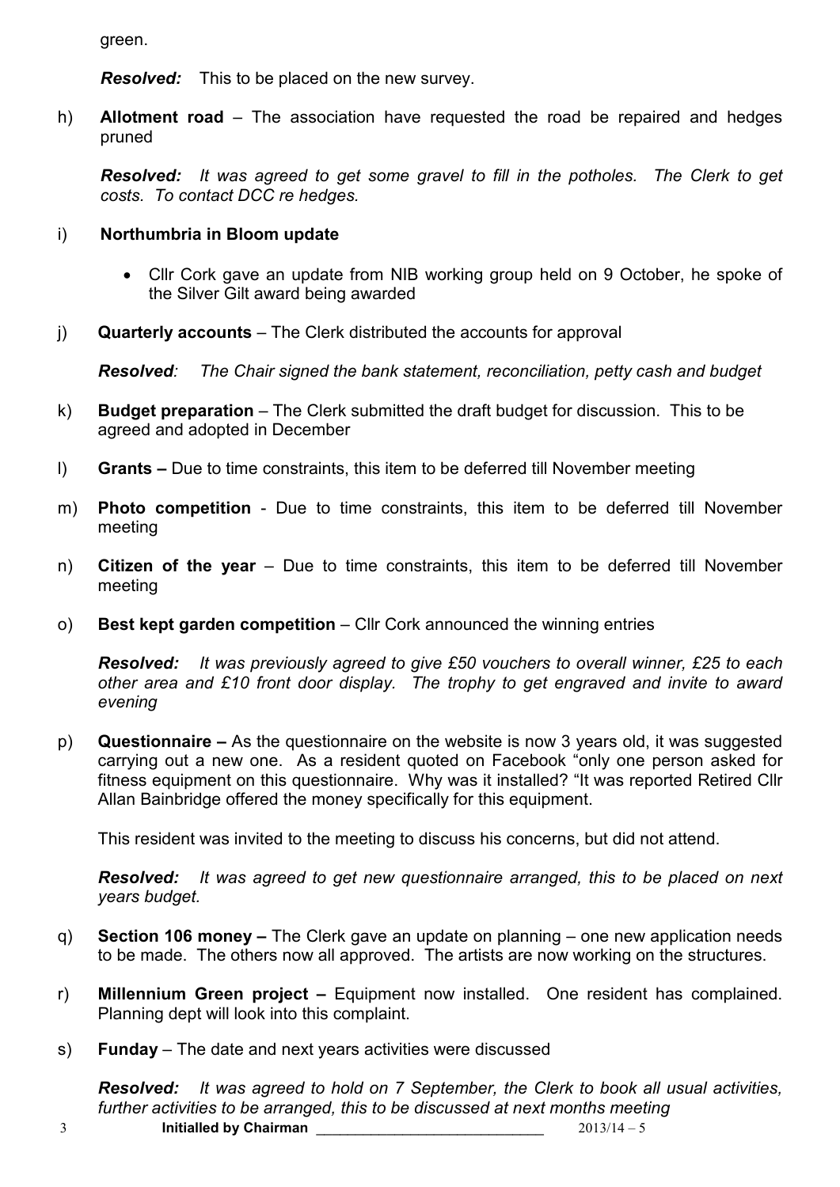green.

***Resolved:*** This to be placed on the new survey.

h) **Allotment road** – The association have requested the road be repaired and hedges pruned

***Resolved:*** *It was agreed to get some gravel to fill in the potholes. The Clerk to get costs. To contact DCC re hedges.*

i) **Northumbria in Bloom update**

- Cllr Cork gave an update from NIB working group held on 9 October, he spoke of the Silver Gilt award being awarded

j) **Quarterly accounts** – The Clerk distributed the accounts for approval

***Resolved****:* *The Chair signed the bank statement, reconciliation, petty cash and budget*

k) **Budget preparation** – The Clerk submitted the draft budget for discussion. This to be agreed and adopted in December

l) **Grants –** Due to time constraints, this item to be deferred till November meeting

m) **Photo competition** - Due to time constraints, this item to be deferred till November meeting

n) **Citizen of the year** – Due to time constraints, this item to be deferred till November meeting

o) **Best kept garden competition** – Cllr Cork announced the winning entries

***Resolved:*** *It was previously agreed to give £50 vouchers to overall winner, £25 to each other area and £10 front door display. The trophy to get engraved and invite to award evening*

p) **Questionnaire –** As the questionnaire on the website is now 3 years old, it was suggested carrying out a new one. As a resident quoted on Facebook "only one person asked for fitness equipment on this questionnaire. Why was it installed? "It was reported Retired Cllr Allan Bainbridge offered the money specifically for this equipment.

This resident was invited to the meeting to discuss his concerns, but did not attend.

***Resolved:*** *It was agreed to get new questionnaire arranged, this to be placed on next years budget.*

q) **Section 106 money –** The Clerk gave an update on planning – one new application needs to be made. The others now all approved. The artists are now working on the structures.

r) **Millennium Green project –** Equipment now installed. One resident has complained. Planning dept will look into this complaint.

s) **Funday** – The date and next years activities were discussed

***Resolved:*** *It was agreed to hold on 7 September, the Clerk to book all usual activities, further activities to be arranged, this to be discussed at next months meeting*

**Initialled by Chairman** \_\_\_\_\_\_\_\_\_\_\_\_\_\_\_\_\_\_\_\_\_\_\_\_\_\_\_\_\_ 2013/14 – 5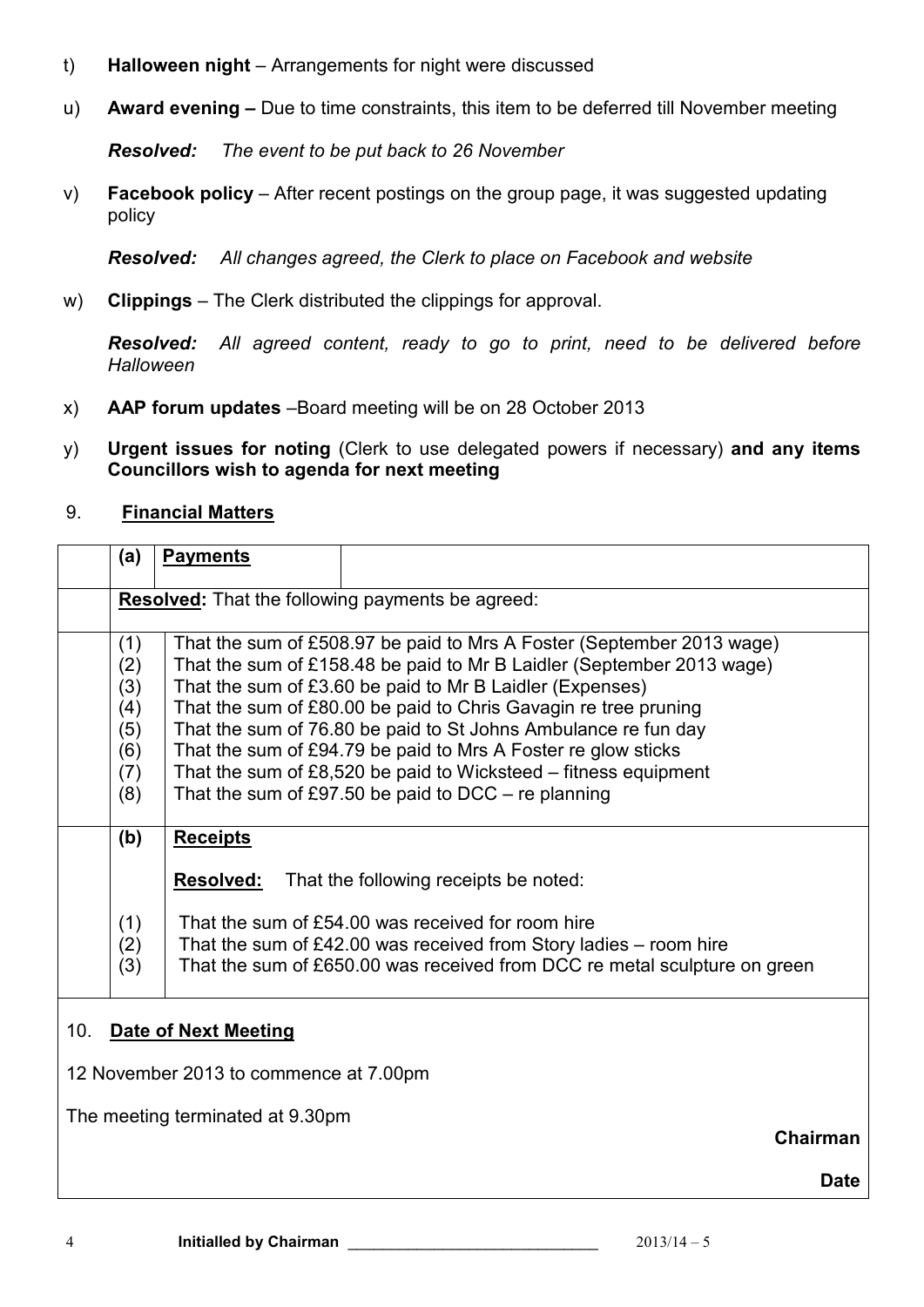t) **Halloween night** – Arrangements for night were discussed

u) **Award evening –** Due to time constraints, this item to be deferred till November meeting

***Resolved:*** *The event to be put back to 26 November*

v) **Facebook policy** – After recent postings on the group page, it was suggested updating policy

***Resolved:*** *All changes agreed, the Clerk to place on Facebook and website*

w) **Clippings** – The Clerk distributed the clippings for approval.

***Resolved:*** *All agreed content, ready to go to print, need to be delivered before Halloween*

x) **AAP forum updates** –Board meeting will be on 28 October 2013

y) **Urgent issues for noting** (Clerk to use delegated powers if necessary) **and any items Councillors wish to agenda for next meeting**

## 9. Financial Matters

| | | |
|---|---|---|
| **(a)** | **Payments** | |
| **Resolved:** That the following payments be agreed: | | |
| (1) | That the sum of £508.97 be paid to Mrs A Foster (September 2013 wage) | |
| (2) | That the sum of £158.48 be paid to Mr B Laidler (September 2013 wage) | |
| (3) | That the sum of £3.60 be paid to Mr B Laidler (Expenses) | |
| (4) | That the sum of £80.00 be paid to Chris Gavagin re tree pruning | |
| (5) | That the sum of 76.80 be paid to St Johns Ambulance re fun day | |
| (6) | That the sum of £94.79 be paid to Mrs A Foster re glow sticks | |
| (7) | That the sum of £8,520 be paid to Wicksteed – fitness equipment | |
| (8) | That the sum of £97.50 be paid to DCC – re planning | |
| **(b)** | **Receipts** | |
| | **Resolved:** That the following receipts be noted: | |
| (1) | That the sum of £54.00 was received for room hire | |
| (2) | That the sum of £42.00 was received from Story ladies – room hire | |
| (3) | That the sum of £650.00 was received from DCC re metal sculpture on green | |

## 10. Date of Next Meeting

12 November 2013 to commence at 7.00pm

The meeting terminated at 9.30pm

**Chairman**

**Date**

**Initialled by Chairman** ____________________________ 2013/14 – 5